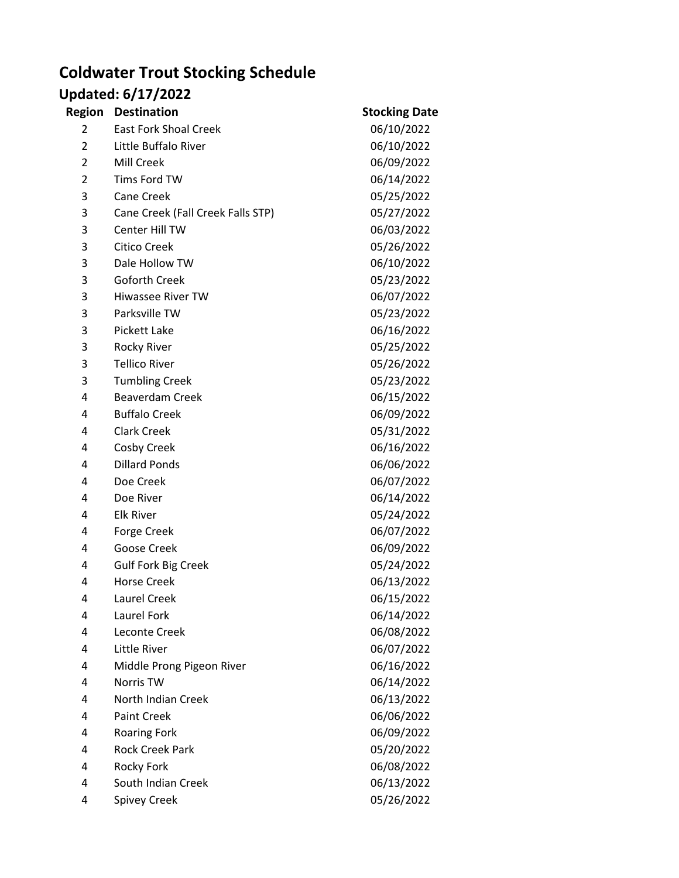# Coldwater Trout Stocking Schedule

## Updated: 6/17/2022

| Region | Destination | Stocking Date |
| --- | --- | --- |
| 2 | East Fork Shoal Creek | 06/10/2022 |
| 2 | Little Buffalo River | 06/10/2022 |
| 2 | Mill Creek | 06/09/2022 |
| 2 | Tims Ford TW | 06/14/2022 |
| 3 | Cane Creek | 05/25/2022 |
| 3 | Cane Creek (Fall Creek Falls STP) | 05/27/2022 |
| 3 | Center Hill TW | 06/03/2022 |
| 3 | Citico Creek | 05/26/2022 |
| 3 | Dale Hollow TW | 06/10/2022 |
| 3 | Goforth Creek | 05/23/2022 |
| 3 | Hiwassee River TW | 06/07/2022 |
| 3 | Parksville TW | 05/23/2022 |
| 3 | Pickett Lake | 06/16/2022 |
| 3 | Rocky River | 05/25/2022 |
| 3 | Tellico River | 05/26/2022 |
| 3 | Tumbling Creek | 05/23/2022 |
| 4 | Beaverdam Creek | 06/15/2022 |
| 4 | Buffalo Creek | 06/09/2022 |
| 4 | Clark Creek | 05/31/2022 |
| 4 | Cosby Creek | 06/16/2022 |
| 4 | Dillard Ponds | 06/06/2022 |
| 4 | Doe Creek | 06/07/2022 |
| 4 | Doe River | 06/14/2022 |
| 4 | Elk River | 05/24/2022 |
| 4 | Forge Creek | 06/07/2022 |
| 4 | Goose Creek | 06/09/2022 |
| 4 | Gulf Fork Big Creek | 05/24/2022 |
| 4 | Horse Creek | 06/13/2022 |
| 4 | Laurel Creek | 06/15/2022 |
| 4 | Laurel Fork | 06/14/2022 |
| 4 | Leconte Creek | 06/08/2022 |
| 4 | Little River | 06/07/2022 |
| 4 | Middle Prong Pigeon River | 06/16/2022 |
| 4 | Norris TW | 06/14/2022 |
| 4 | North Indian Creek | 06/13/2022 |
| 4 | Paint Creek | 06/06/2022 |
| 4 | Roaring Fork | 06/09/2022 |
| 4 | Rock Creek Park | 05/20/2022 |
| 4 | Rocky Fork | 06/08/2022 |
| 4 | South Indian Creek | 06/13/2022 |
| 4 | Spivey Creek | 05/26/2022 |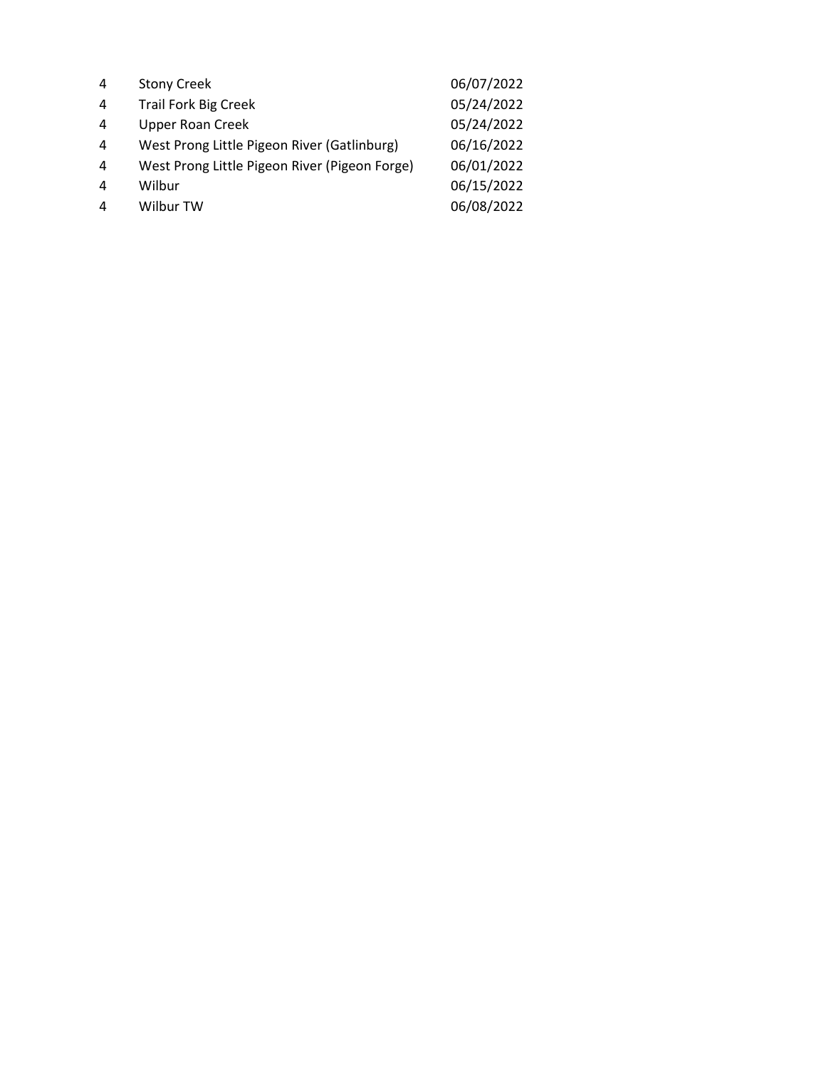| | | |
|---|---|---|
| 4 | Stony Creek | 06/07/2022 |
| 4 | Trail Fork Big Creek | 05/24/2022 |
| 4 | Upper Roan Creek | 05/24/2022 |
| 4 | West Prong Little Pigeon River (Gatlinburg) | 06/16/2022 |
| 4 | West Prong Little Pigeon River (Pigeon Forge) | 06/01/2022 |
| 4 | Wilbur | 06/15/2022 |
| 4 | Wilbur TW | 06/08/2022 |